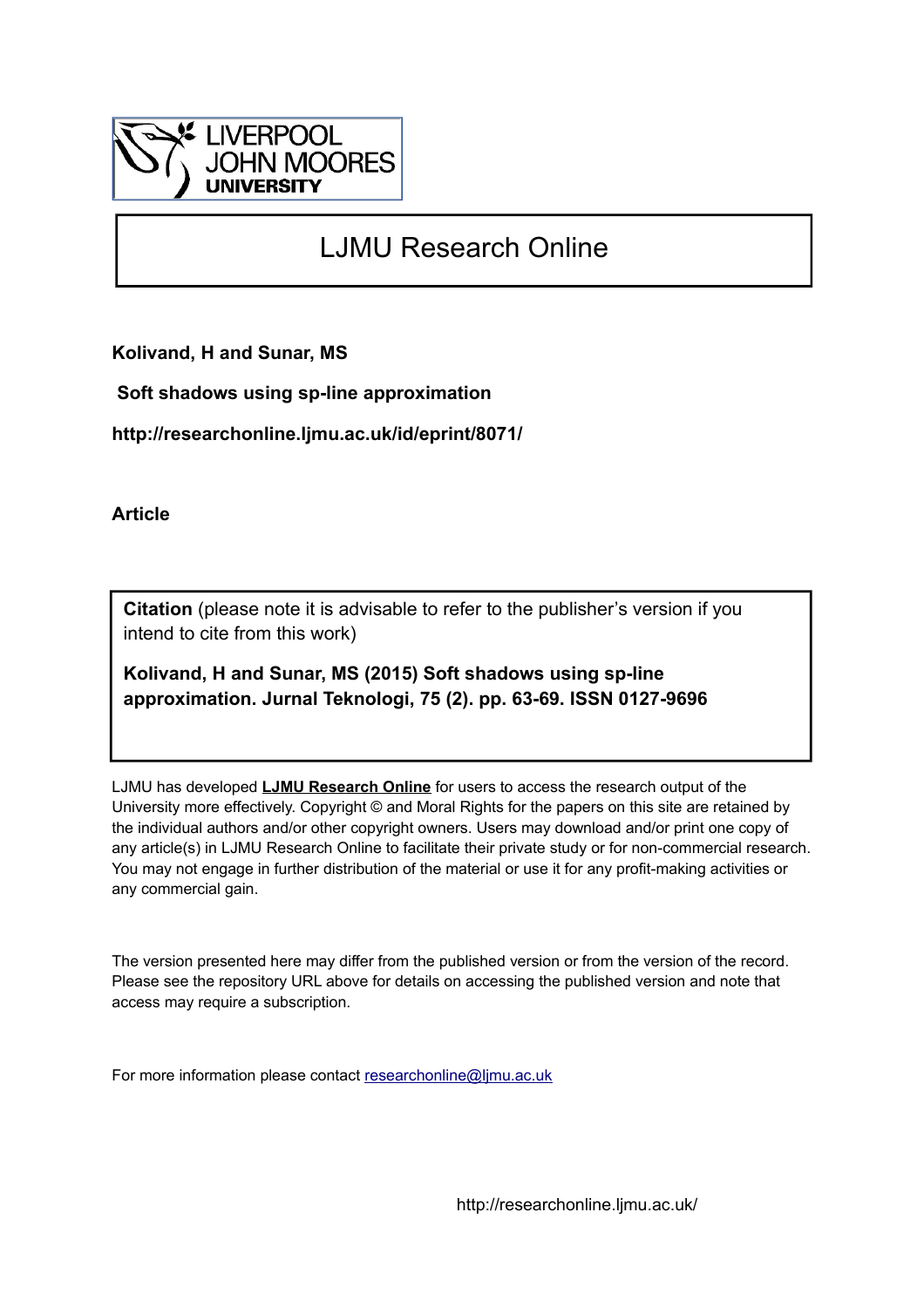LIVERPOOL JOHN MOORES UNIVERSITY

# LJMU Research Online

**Kolivand, H and Sunar, MS**

**Soft shadows using sp-line approximation**

**http://researchonline.ljmu.ac.uk/id/eprint/8071/**

**Article**

**Citation** (please note it is advisable to refer to the publisher's version if you intend to cite from this work)

**Kolivand, H and Sunar, MS (2015) Soft shadows using sp-line approximation. Jurnal Teknologi, 75 (2). pp. 63-69. ISSN 0127-9696**

LJMU has developed **LJMU Research Online** for users to access the research output of the University more effectively. Copyright © and Moral Rights for the papers on this site are retained by the individual authors and/or other copyright owners. Users may download and/or print one copy of any article(s) in LJMU Research Online to facilitate their private study or for non-commercial research. You may not engage in further distribution of the material or use it for any profit-making activities or any commercial gain.

The version presented here may differ from the published version or from the version of the record. Please see the repository URL above for details on accessing the published version and note that access may require a subscription.

For more information please contact researchonline@ljmu.ac.uk

http://researchonline.ljmu.ac.uk/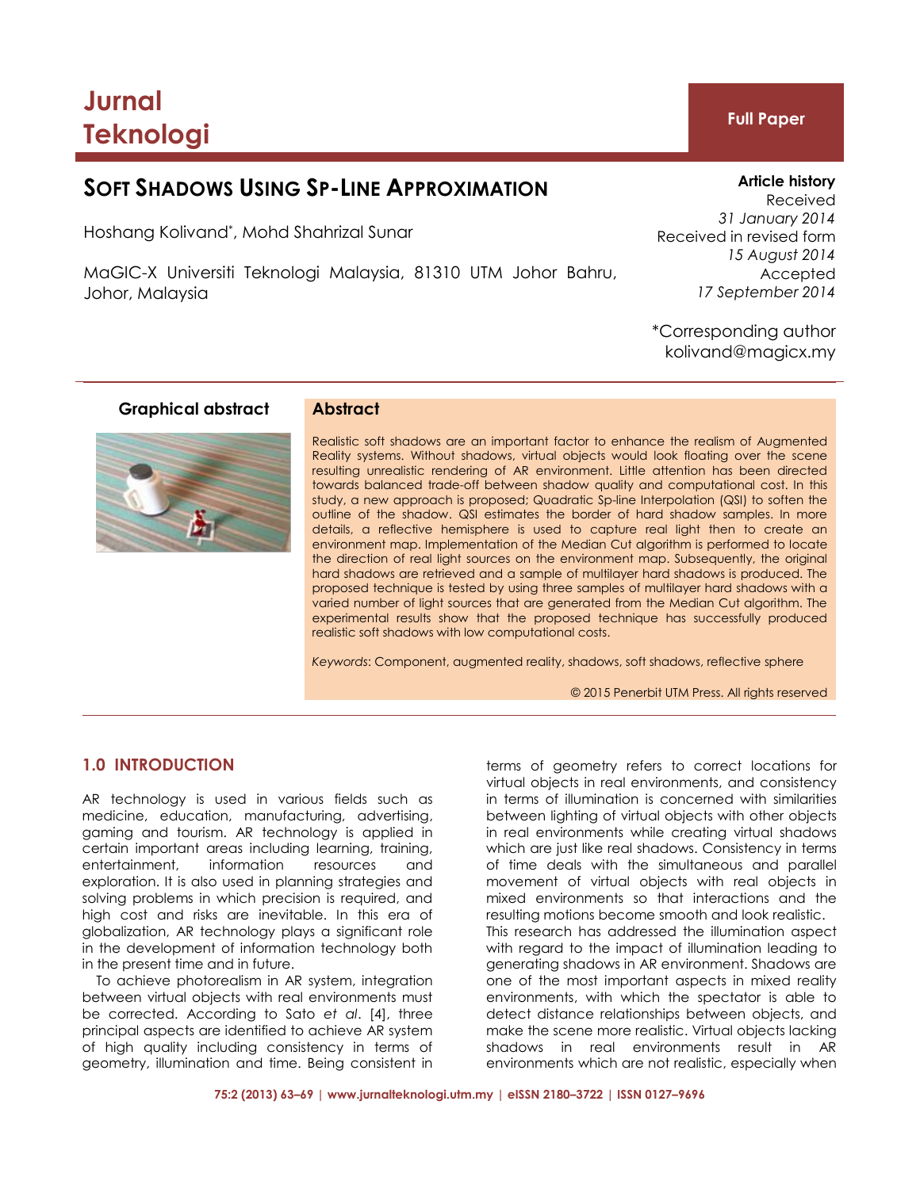# Jurnal Teknologi

**Full Paper**

## SOFT SHADOWS USING SP-LINE APPROXIMATION

Hoshang Kolivand*, Mohd Shahrizal Sunar

MaGIC-X Universiti Teknologi Malaysia, 81310 UTM Johor Bahru, Johor, Malaysia

**Article history**
Received
*31 January 2014*
Received in revised form
*15 August 2014*
Accepted
*17 September 2014*

*Corresponding author
kolivand@magicx.my

**Graphical abstract**

**Abstract**

Realistic soft shadows are an important factor to enhance the realism of Augmented Reality systems. Without shadows, virtual objects would look floating over the scene resulting unrealistic rendering of AR environment. Little attention has been directed towards balanced trade-off between shadow quality and computational cost. In this study, a new approach is proposed; Quadratic Sp-line Interpolation (QSI) to soften the outline of the shadow. QSI estimates the border of hard shadow samples. In more details, a reflective hemisphere is used to capture real light then to create an environment map. Implementation of the Median Cut algorithm is performed to locate the direction of real light sources on the environment map. Subsequently, the original hard shadows are retrieved and a sample of multilayer hard shadows is produced. The proposed technique is tested by using three samples of multilayer hard shadows with a varied number of light sources that are generated from the Median Cut algorithm. The experimental results show that the proposed technique has successfully produced realistic soft shadows with low computational costs.

*Keywords*: Component, augmented reality, shadows, soft shadows, reflective sphere

© 2015 Penerbit UTM Press. All rights reserved

## 1.0 INTRODUCTION

AR technology is used in various fields such as medicine, education, manufacturing, advertising, gaming and tourism. AR technology is applied in certain important areas including learning, training, entertainment, information resources and exploration. It is also used in planning strategies and solving problems in which precision is required, and high cost and risks are inevitable. In this era of globalization, AR technology plays a significant role in the development of information technology both in the present time and in future.

To achieve photorealism in AR system, integration between virtual objects with real environments must be corrected. According to Sato *et al*. [4], three principal aspects are identified to achieve AR system of high quality including consistency in terms of geometry, illumination and time. Being consistent in terms of geometry refers to correct locations for virtual objects in real environments, and consistency in terms of illumination is concerned with similarities between lighting of virtual objects with other objects in real environments while creating virtual shadows which are just like real shadows. Consistency in terms of time deals with the simultaneous and parallel movement of virtual objects with real objects in mixed environments so that interactions and the resulting motions become smooth and look realistic.

This research has addressed the illumination aspect with regard to the impact of illumination leading to generating shadows in AR environment. Shadows are one of the most important aspects in mixed reality environments, with which the spectator is able to detect distance relationships between objects, and make the scene more realistic. Virtual objects lacking shadows in real environments result in AR environments which are not realistic, especially when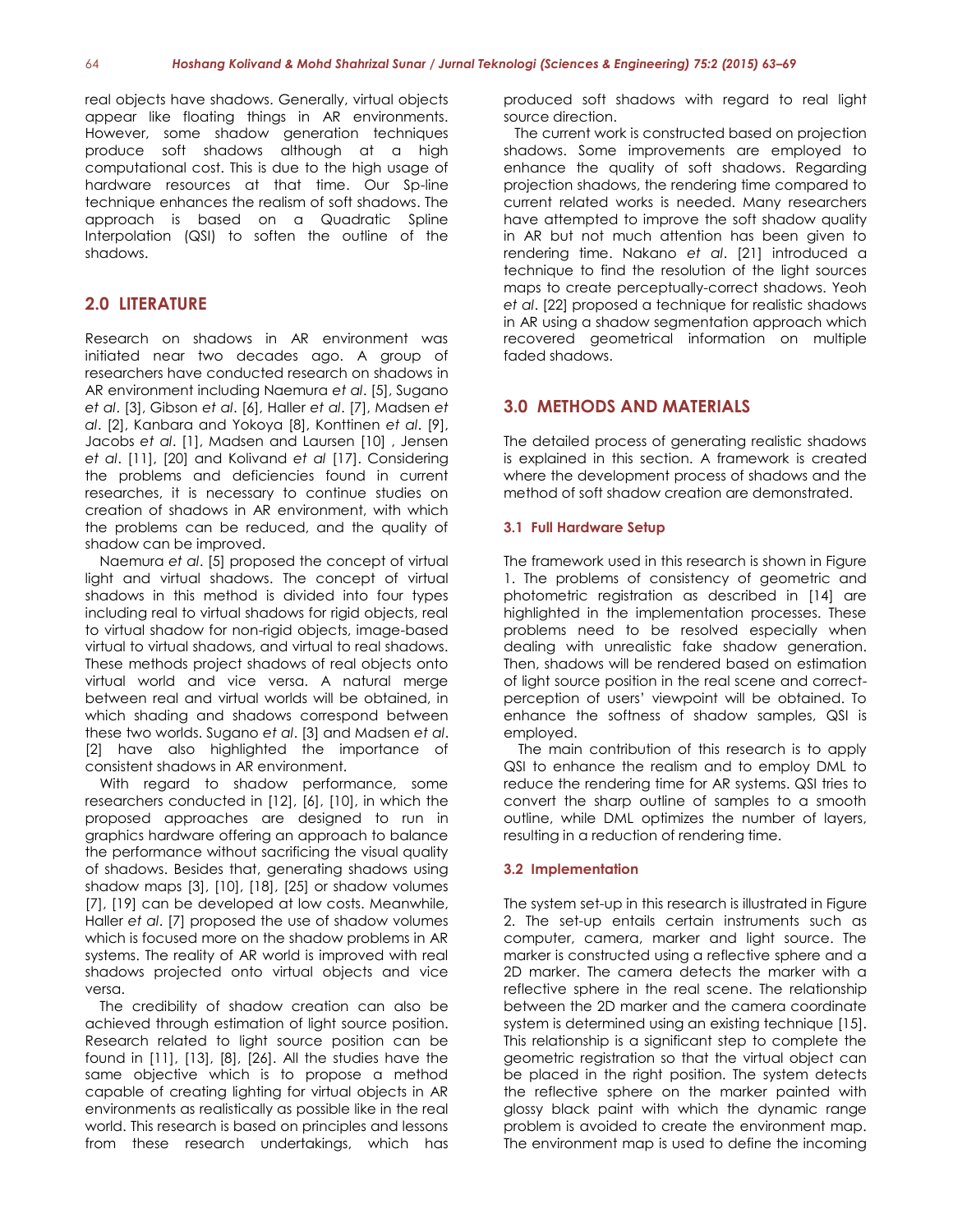real objects have shadows. Generally, virtual objects appear like floating things in AR environments. However, some shadow generation techniques produce soft shadows although at a high computational cost. This is due to the high usage of hardware resources at that time. Our Sp-line technique enhances the realism of soft shadows. The approach is based on a Quadratic Spline Interpolation (QSI) to soften the outline of the shadows.

## 2.0 LITERATURE

Research on shadows in AR environment was initiated near two decades ago. A group of researchers have conducted research on shadows in AR environment including Naemura *et al*. [5], Sugano *et al*. [3], Gibson *et al*. [6], Haller *et al*. [7], Madsen *et al*. [2], Kanbara and Yokoya [8], Konttinen *et al*. [9], Jacobs *et al*. [1], Madsen and Laursen [10] , Jensen *et al*. [11], [20] and Kolivand *et al* [17]. Considering the problems and deficiencies found in current researches, it is necessary to continue studies on creation of shadows in AR environment, with which the problems can be reduced, and the quality of shadow can be improved.

Naemura *et al*. [5] proposed the concept of virtual light and virtual shadows. The concept of virtual shadows in this method is divided into four types including real to virtual shadows for rigid objects, real to virtual shadow for non-rigid objects, image-based virtual to virtual shadows, and virtual to real shadows. These methods project shadows of real objects onto virtual world and vice versa. A natural merge between real and virtual worlds will be obtained, in which shading and shadows correspond between these two worlds. Sugano *et al*. [3] and Madsen *et al*. [2] have also highlighted the importance of consistent shadows in AR environment.

With regard to shadow performance, some researchers conducted in [12], [6], [10], in which the proposed approaches are designed to run in graphics hardware offering an approach to balance the performance without sacrificing the visual quality of shadows. Besides that, generating shadows using shadow maps [3], [10], [18], [25] or shadow volumes [7], [19] can be developed at low costs. Meanwhile, Haller *et al*. [7] proposed the use of shadow volumes which is focused more on the shadow problems in AR systems. The reality of AR world is improved with real shadows projected onto virtual objects and vice versa.

The credibility of shadow creation can also be achieved through estimation of light source position. Research related to light source position can be found in [11], [13], [8], [26]. All the studies have the same objective which is to propose a method capable of creating lighting for virtual objects in AR environments as realistically as possible like in the real world. This research is based on principles and lessons from these research undertakings, which has produced soft shadows with regard to real light source direction.

The current work is constructed based on projection shadows. Some improvements are employed to enhance the quality of soft shadows. Regarding projection shadows, the rendering time compared to current related works is needed. Many researchers have attempted to improve the soft shadow quality in AR but not much attention has been given to rendering time. Nakano *et al*. [21] introduced a technique to find the resolution of the light sources maps to create perceptually-correct shadows. Yeoh *et al*. [22] proposed a technique for realistic shadows in AR using a shadow segmentation approach which recovered geometrical information on multiple faded shadows.

## 3.0 METHODS AND MATERIALS

The detailed process of generating realistic shadows is explained in this section. A framework is created where the development process of shadows and the method of soft shadow creation are demonstrated.

### 3.1 Full Hardware Setup

The framework used in this research is shown in Figure 1. The problems of consistency of geometric and photometric registration as described in [14] are highlighted in the implementation processes. These problems need to be resolved especially when dealing with unrealistic fake shadow generation. Then, shadows will be rendered based on estimation of light source position in the real scene and correct-perception of users' viewpoint will be obtained. To enhance the softness of shadow samples, QSI is employed.

The main contribution of this research is to apply QSI to enhance the realism and to employ DML to reduce the rendering time for AR systems. QSI tries to convert the sharp outline of samples to a smooth outline, while DML optimizes the number of layers, resulting in a reduction of rendering time.

### 3.2 Implementation

The system set-up in this research is illustrated in Figure 2. The set-up entails certain instruments such as computer, camera, marker and light source. The marker is constructed using a reflective sphere and a 2D marker. The camera detects the marker with a reflective sphere in the real scene. The relationship between the 2D marker and the camera coordinate system is determined using an existing technique [15]. This relationship is a significant step to complete the geometric registration so that the virtual object can be placed in the right position. The system detects the reflective sphere on the marker painted with glossy black paint with which the dynamic range problem is avoided to create the environment map. The environment map is used to define the incoming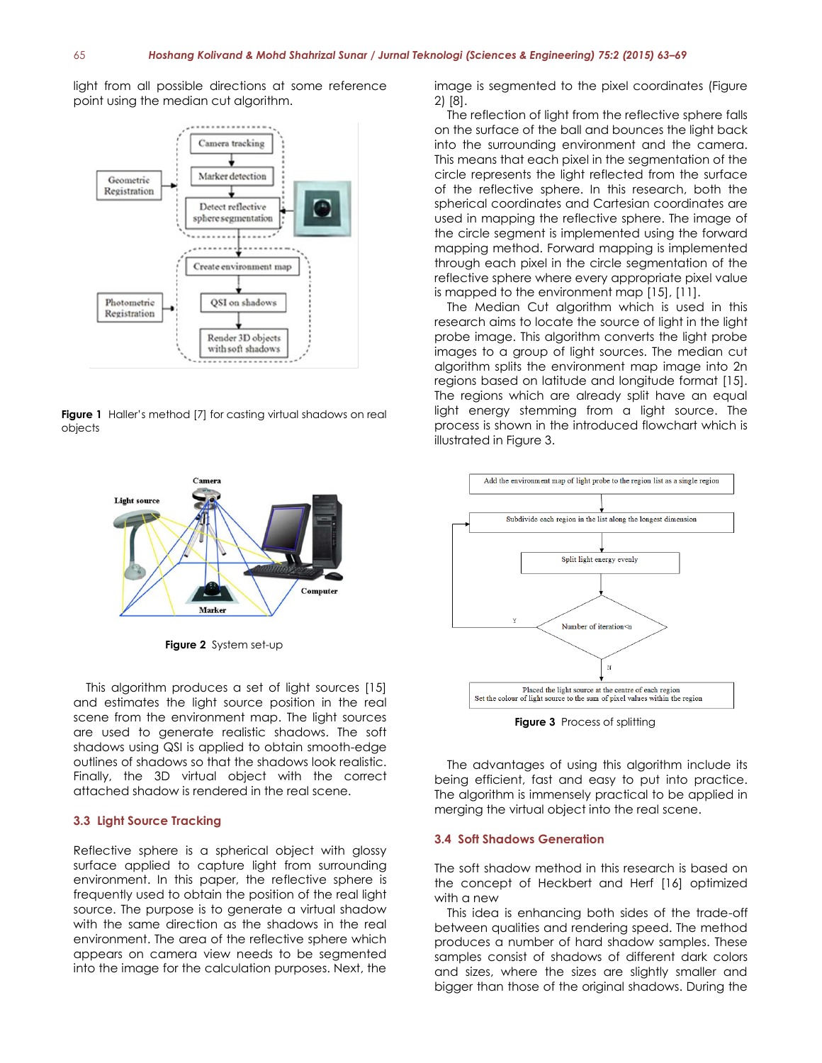light from all possible directions at some reference point using the median cut algorithm.

Camera tracking

Marker detection

Detect reflective sphere segmentation

Geometric Registration

Create environment map

QSI on shadows

Render 3D objects with soft shadows

Photometric Registration

**Figure 1** Haller's method [7] for casting virtual shadows on real objects

Camera

Light source

Computer

Marker

**Figure 2** System set-up

This algorithm produces a set of light sources [15] and estimates the light source position in the real scene from the environment map. The light sources are used to generate realistic shadows. The soft shadows using QSI is applied to obtain smooth-edge outlines of shadows so that the shadows look realistic. Finally, the 3D virtual object with the correct attached shadow is rendered in the real scene.

## 3.3 Light Source Tracking

Reflective sphere is a spherical object with glossy surface applied to capture light from surrounding environment. In this paper, the reflective sphere is frequently used to obtain the position of the real light source. The purpose is to generate a virtual shadow with the same direction as the shadows in the real environment. The area of the reflective sphere which appears on camera view needs to be segmented into the image for the calculation purposes. Next, the image is segmented to the pixel coordinates (Figure 2) [8].

The reflection of light from the reflective sphere falls on the surface of the ball and bounces the light back into the surrounding environment and the camera. This means that each pixel in the segmentation of the circle represents the light reflected from the surface of the reflective sphere. In this research, both the spherical coordinates and Cartesian coordinates are used in mapping the reflective sphere. The image of the circle segment is implemented using the forward mapping method. Forward mapping is implemented through each pixel in the circle segmentation of the reflective sphere where every appropriate pixel value is mapped to the environment map [15], [11].

The Median Cut algorithm which is used in this research aims to locate the source of light in the light probe image. This algorithm converts the light probe images to a group of light sources. The median cut algorithm splits the environment map image into 2n regions based on latitude and longitude format [15]. The regions which are already split have an equal light energy stemming from a light source. The process is shown in the introduced flowchart which is illustrated in Figure 3.

Add the environment map of light probe to the region list as a single region

Subdivide each region in the list along the longest dimension

Split light energy evenly

Number of iteration<n

Y

N

Placed the light source at the centre of each region
Set the colour of light source to the sum of pixel values within the region

**Figure 3** Process of splitting

The advantages of using this algorithm include its being efficient, fast and easy to put into practice. The algorithm is immensely practical to be applied in merging the virtual object into the real scene.

## 3.4 Soft Shadows Generation

The soft shadow method in this research is based on the concept of Heckbert and Herf [16] optimized with a new

This idea is enhancing both sides of the trade-off between qualities and rendering speed. The method produces a number of hard shadow samples. These samples consist of shadows of different dark colors and sizes, where the sizes are slightly smaller and bigger than those of the original shadows. During the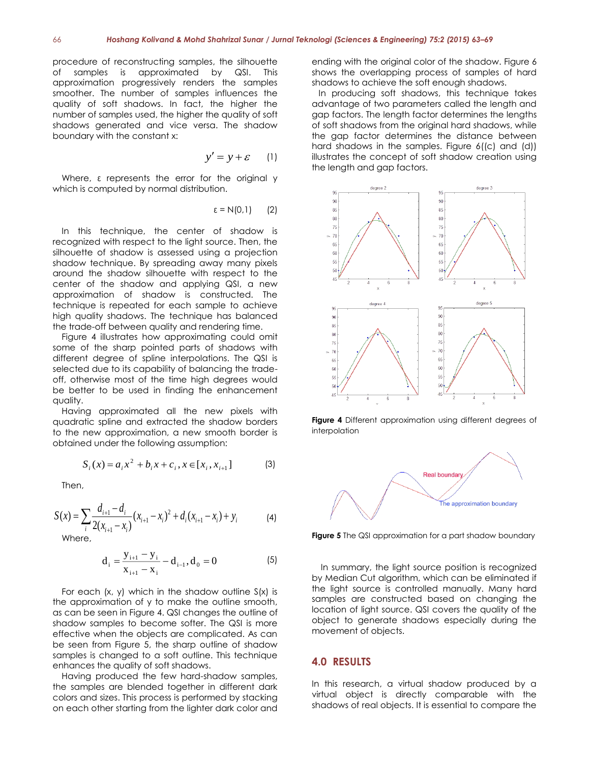procedure of reconstructing samples, the silhouette of samples is approximated by QSI. This approximation progressively renders the samples smoother. The number of samples influences the quality of soft shadows. In fact, the higher the number of samples used, the higher the quality of soft shadows generated and vice versa. The shadow boundary with the constant x:

$$y' = y + \varepsilon \qquad (1)$$

Where, ε represents the error for the original y which is computed by normal distribution.

$$\varepsilon = N(0,1) \qquad (2)$$

In this technique, the center of shadow is recognized with respect to the light source. Then, the silhouette of shadow is assessed using a projection shadow technique. By spreading away many pixels around the shadow silhouette with respect to the center of the shadow and applying QSI, a new approximation of shadow is constructed. The technique is repeated for each sample to achieve high quality shadows. The technique has balanced the trade-off between quality and rendering time.

Figure 4 illustrates how approximating could omit some of the sharp pointed parts of shadows with different degree of spline interpolations. The QSI is selected due to its capability of balancing the trade-off, otherwise most of the time high degrees would be better to be used in finding the enhancement quality.

Having approximated all the new pixels with quadratic spline and extracted the shadow borders to the new approximation, a new smooth border is obtained under the following assumption:

$$S_i(x) = a_i x^2 + b_i x + c_i \,, x \in [x_i, x_{i+1}] \qquad (3)$$

Then,

$$S(x) = \sum_i \frac{d_{i+1} - d_i}{2(x_{i+1} - x_i)}(x_{i+1} - x_i)^2 + d_i(x_{i+1} - x_i) + y_i \qquad (4)$$

Where,

$$d_i = \frac{y_{i+1} - y_i}{x_{i+1} - x_i} - d_{i-1}, d_0 = 0 \qquad (5)$$

For each (x, y) which in the shadow outline S(x) is the approximation of y to make the outline smooth, as can be seen in Figure 4. QSI changes the outline of shadow samples to become softer. The QSI is more effective when the objects are complicated. As can be seen from Figure 5, the sharp outline of shadow samples is changed to a soft outline. This technique enhances the quality of soft shadows.

Having produced the few hard-shadow samples, the samples are blended together in different dark colors and sizes. This process is performed by stacking on each other starting from the lighter dark color and ending with the original color of the shadow. Figure 6 shows the overlapping process of samples of hard shadows to achieve the soft enough shadows.

In producing soft shadows, this technique takes advantage of two parameters called the length and gap factors. The length factor determines the lengths of soft shadows from the original hard shadows, while the gap factor determines the distance between hard shadows in the samples. Figure 6((c) and (d)) illustrates the concept of soft shadow creation using the length and gap factors.

degree 2
degree 3
degree 4
degree 5

**Figure 4** Different approximation using different degrees of interpolation

Real boundary
The approximation boundary

**Figure 5** The QSI approximation for a part shadow boundary

In summary, the light source position is recognized by Median Cut algorithm, which can be eliminated if the light source is controlled manually. Many hard samples are constructed based on changing the location of light source. QSI covers the quality of the object to generate shadows especially during the movement of objects.

## 4.0 RESULTS

In this research, a virtual shadow produced by a virtual object is directly comparable with the shadows of real objects. It is essential to compare the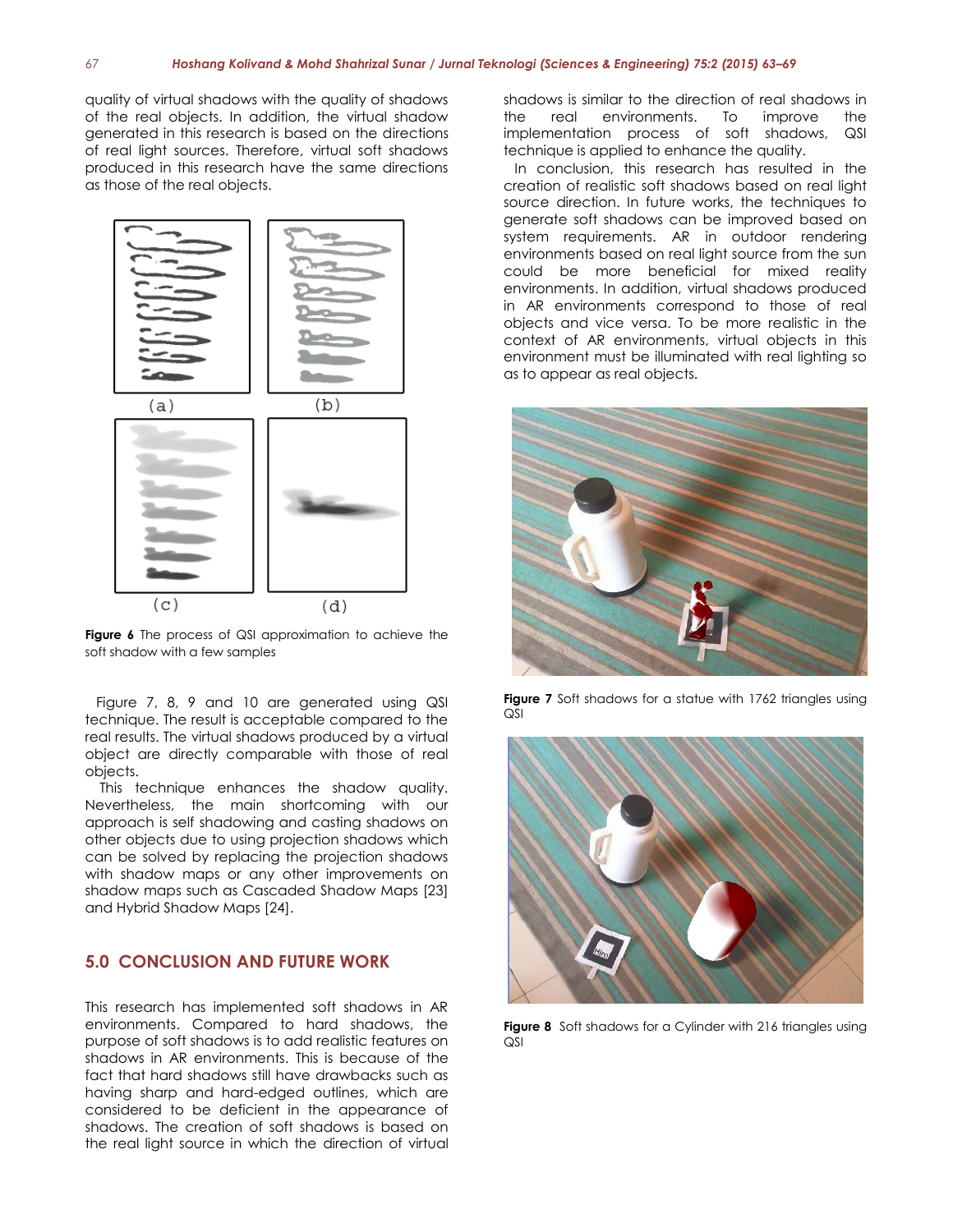quality of virtual shadows with the quality of shadows of the real objects. In addition, the virtual shadow generated in this research is based on the directions of real light sources. Therefore, virtual soft shadows produced in this research have the same directions as those of the real objects.

(a) (b) (c) (d)

**Figure 6** The process of QSI approximation to achieve the soft shadow with a few samples

Figure 7, 8, 9 and 10 are generated using QSI technique. The result is acceptable compared to the real results. The virtual shadows produced by a virtual object are directly comparable with those of real objects.

This technique enhances the shadow quality. Nevertheless, the main shortcoming with our approach is self shadowing and casting shadows on other objects due to using projection shadows which can be solved by replacing the projection shadows with shadow maps or any other improvements on shadow maps such as Cascaded Shadow Maps [23] and Hybrid Shadow Maps [24].

## 5.0 CONCLUSION AND FUTURE WORK

This research has implemented soft shadows in AR environments. Compared to hard shadows, the purpose of soft shadows is to add realistic features on shadows in AR environments. This is because of the fact that hard shadows still have drawbacks such as having sharp and hard-edged outlines, which are considered to be deficient in the appearance of shadows. The creation of soft shadows is based on the real light source in which the direction of virtual shadows is similar to the direction of real shadows in the real environments. To improve the implementation process of soft shadows, QSI technique is applied to enhance the quality.

In conclusion, this research has resulted in the creation of realistic soft shadows based on real light source direction. In future works, the techniques to generate soft shadows can be improved based on system requirements. AR in outdoor rendering environments based on real light source from the sun could be more beneficial for mixed reality environments. In addition, virtual shadows produced in AR environments correspond to those of real objects and vice versa. To be more realistic in the context of AR environments, virtual objects in this environment must be illuminated with real lighting so as to appear as real objects.

**Figure 7** Soft shadows for a statue with 1762 triangles using QSI

**Figure 8** Soft shadows for a Cylinder with 216 triangles using QSI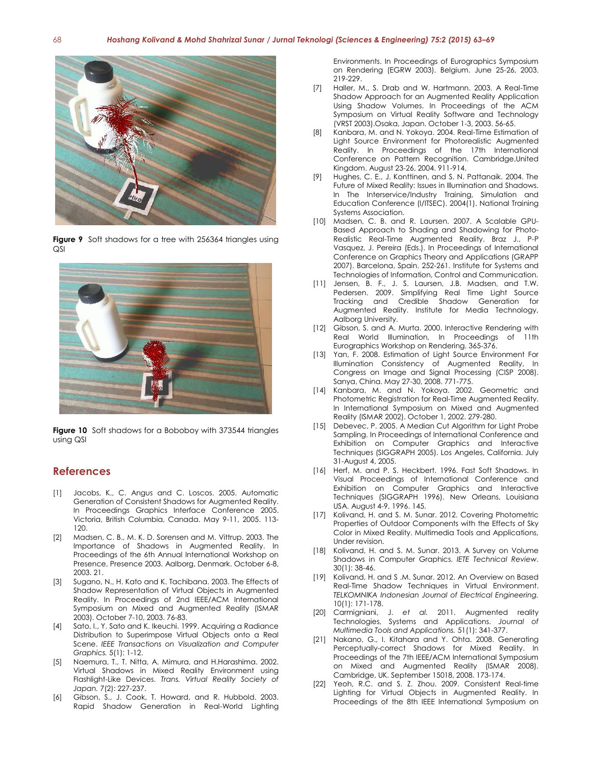Figure 9 Soft shadows for a tree with 256364 triangles using QSI

Figure 10 Soft shadows for a Boboboy with 373544 triangles using QSI

## References

[1] Jacobs, K., C. Angus and C. Loscos. 2005. Automatic Generation of Consistent Shadows for Augmented Reality. In Proceedings Graphics Interface Conference 2005. Victoria, British Columbia, Canada. May 9-11, 2005. 113-120.

[2] Madsen, C. B., M. K. D. Sorensen and M. Vittrup. 2003. The Importance of Shadows in Augmented Reality. In Proceedings of the 6th Annual International Workshop on Presence, Presence 2003. Aalborg, Denmark. October 6-8, 2003. 21.

[3] Sugano, N., H. Kato and K. Tachibana. 2003. The Effects of Shadow Representation of Virtual Objects in Augmented Reality. In Proceedings of 2nd IEEE/ACM International Symposium on Mixed and Augmented Reality (ISMAR 2003). October 7-10, 2003. 76-83.

[4] Sato, I., Y. Sato and K. Ikeuchi. 1999. Acquiring a Radiance Distribution to Superimpose Virtual Objects onto a Real Scene. *IEEE Transactions on Visualization and Computer Graphics.* 5(1): 1-12.

[5] Naemura, T., T. Nitta, A. Mimura, and H.Harashima. 2002. Virtual Shadows in Mixed Reality Environment using Flashlight-Like Devices. *Trans. Virtual Reality Society of Japan.* 7(2): 227-237.

[6] Gibson, S., J. Cook, T. Howard, and R. Hubbold. 2003. Rapid Shadow Generation in Real-World Lighting Environments. In Proceedings of Eurographics Symposium on Rendering (EGRW 2003). Belgium. June 25-26, 2003. 219-229.

[7] Haller, M., S. Drab and W. Hartmann. 2003. A Real-Time Shadow Approach for an Augmented Reality Application Using Shadow Volumes. In Proceedings of the ACM Symposium on Virtual Reality Software and Technology (VRST 2003).Osaka, Japan. October 1-3, 2003. 56-65.

[8] Kanbara, M. and N. Yokoya. 2004. Real-Time Estimation of Light Source Environment for Photorealistic Augmented Reality. In Proceedings of the 17th International Conference on Pattern Recognition. Cambridge,United Kingdom. August 23-26, 2004. 911-914.

[9] Hughes, C. E., J. Konttinen, and S. N. Pattanaik. 2004. The Future of Mixed Reality: Issues in Illumination and Shadows. In The Interservice/Industry Training, Simulation and Education Conference (I/ITSEC). 2004(1). National Training Systems Association.

[10] Madsen, C. B. and R. Laursen. 2007. A Scalable GPU-Based Approach to Shading and Shadowing for Photo-Realistic Real-Time Augmented Reality. Braz J., P-P Vasquez, J. Pereira (Eds.). In Proceedings of International Conference on Graphics Theory and Applications (GRAPP 2007). Barcelona, Spain. 252-261. Institute for Systems and Technologies of Information, Control and Communication.

[11] Jensen, B. F., J. S. Laursen, J.B. Madsen, and T.W. Pedersen. 2009. Simplifying Real Time Light Source Tracking and Credible Shadow Generation for Augmented Reality. Institute for Media Technology, Aalborg University.

[12] Gibson, S. and A. Murta. 2000. Interactive Rendering with Real World Illumination, In Proceedings of 11th Eurographics Workshop on Rendering. 365-376.

[13] Yan, F. 2008. Estimation of Light Source Environment For Illumination Consistency of Augmented Reality, In Congress on Image and Signal Processing (CISP 2008). Sanya, China. May 27-30, 2008. 771-775.

[14] Kanbara, M. and N. Yokoya. 2002. Geometric and Photometric Registration for Real-Time Augmented Reality. In International Symposium on Mixed and Augmented Reality (ISMAR 2002). October 1, 2002. 279-280.

[15] Debevec, P. 2005. A Median Cut Algorithm for Light Probe Sampling. In Proceedings of International Conference and Exhibition on Computer Graphics and Interactive Techniques (SIGGRAPH 2005). Los Angeles, California. July 31-August 4, 2005.

[16] Herf, M. and P. S. Heckbert. 1996. Fast Soft Shadows. In Visual Proceedings of International Conference and Exhibition on Computer Graphics and Interactive Techniques (SIGGRAPH 1996). New Orleans, Louisiana USA. August 4-9, 1996. 145.

[17] Kolivand, H. and S. M. Sunar. 2012. Covering Photometric Properties of Outdoor Components with the Effects of Sky Color in Mixed Reality. Multimedia Tools and Applications, Under revision.

[18] Kolivand, H. and S. M. Sunar. 2013. A Survey on Volume Shadows in Computer Graphics. *IETE Technical Review*. 30(1): 38-46.

[19] Kolivand, H. and S .M. Sunar. 2012. An Overview on Based Real-Time Shadow Techniques in Virtual Environment. *TELKOMNIKA Indonesian Journal of Electrical Engineering.* 10(1): 171-178.

[20] Carmigniani, J. *et al.* 2011. Augmented reality Technologies, Systems and Applications. *Journal of Multimedia Tools and Applications.* 51(1): 341-377.

[21] Nakano, G., I. Kitahara and Y. Ohta. 2008. Generating Perceptually-correct Shadows for Mixed Reality. In Proceedings of the 7th IEEE/ACM International Symposium on Mixed and Augmented Reality (ISMAR 2008). Cambridge, UK. September 15018, 2008. 173-174.

[22] Yeoh, R.C. and S. Z. Zhou. 2009. Consistent Real-time Lighting for Virtual Objects in Augmented Reality. In Proceedings of the 8th IEEE International Symposium on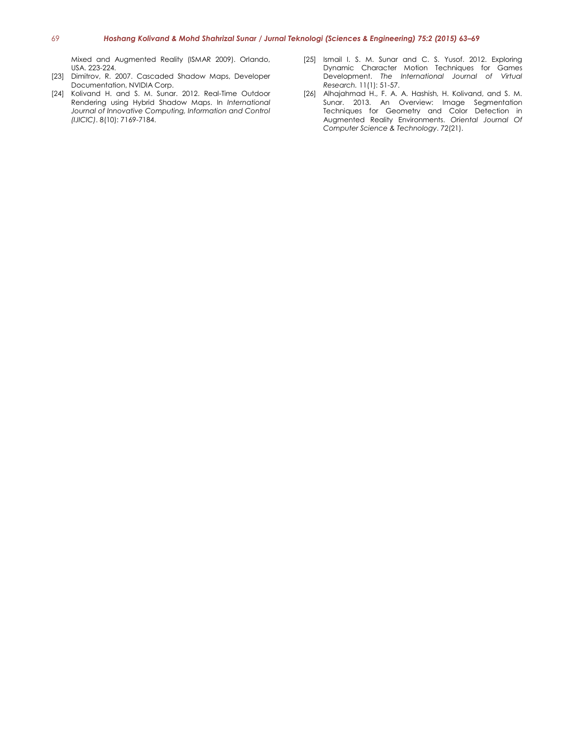Mixed and Augmented Reality (ISMAR 2009). Orlando, USA. 223-224.

[23] Dimitrov, R. 2007. Cascaded Shadow Maps, Developer Documentation, NVIDIA Corp.

[24] Kolivand H. and S. M. Sunar. 2012. Real-Time Outdoor Rendering using Hybrid Shadow Maps. In *International Journal of Innovative Computing, Information and Control (IJICIC)*. 8(10): 7169-7184.

[25] Ismail I. S. M. Sunar and C. S. Yusof. 2012. Exploring Dynamic Character Motion Techniques for Games Development. *The International Journal of Virtual Research.* 11(1): 51-57.

[26] Alhajahmad H., F. A. A. Hashish, H. Kolivand, and S. M. Sunar. 2013. An Overview: Image Segmentation Techniques for Geometry and Color Detection in Augmented Reality Environments. *Oriental Journal Of Computer Science & Technology*. 72(21).